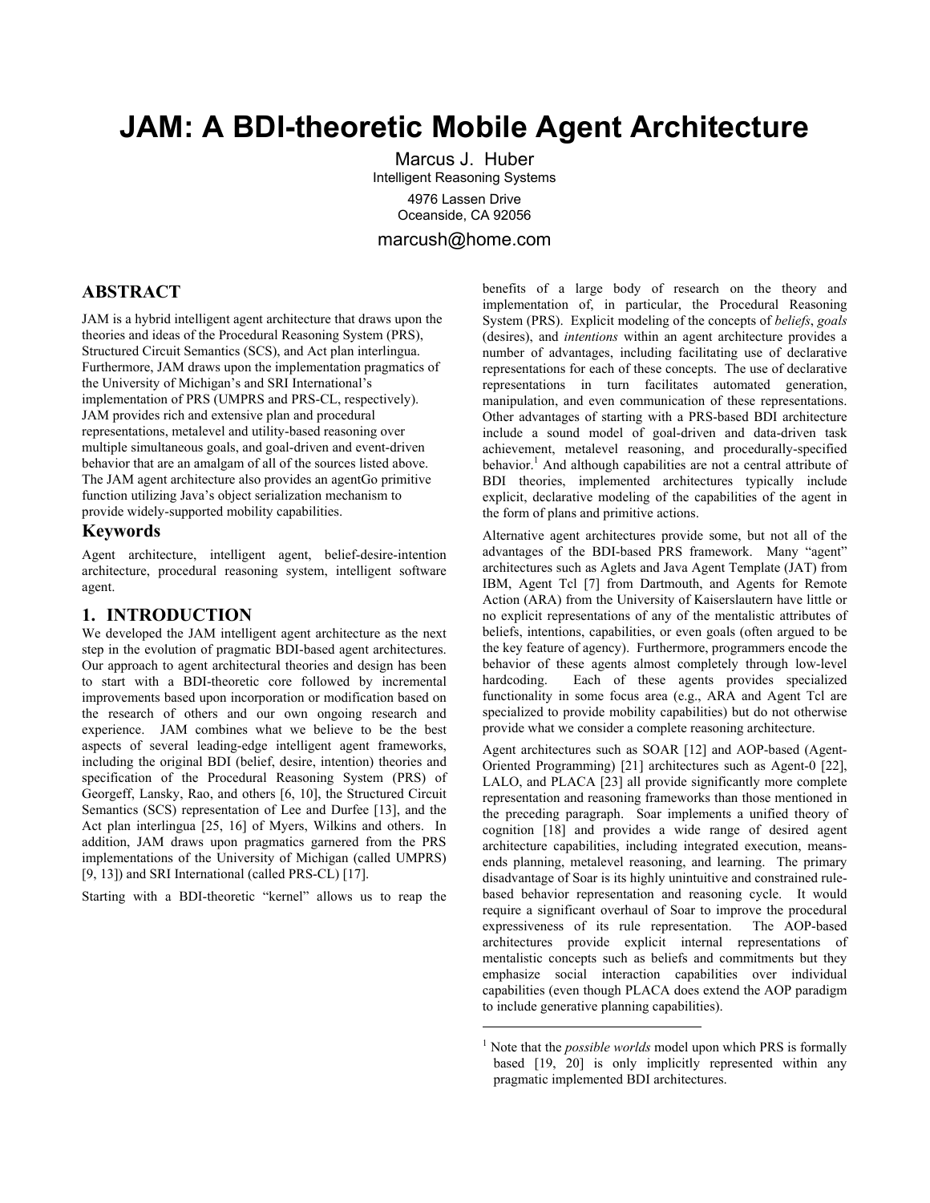# JAM: A BDI-theoretic Mobile Agent Architecture

Marcus J. Huber
Intelligent Reasoning Systems
4976 Lassen Drive
Oceanside, CA 92056

marcush@home.com

## ABSTRACT

JAM is a hybrid intelligent agent architecture that draws upon the theories and ideas of the Procedural Reasoning System (PRS), Structured Circuit Semantics (SCS), and Act plan interlingua. Furthermore, JAM draws upon the implementation pragmatics of the University of Michigan's and SRI International's implementation of PRS (UMPRS and PRS-CL, respectively). JAM provides rich and extensive plan and procedural representations, metalevel and utility-based reasoning over multiple simultaneous goals, and goal-driven and event-driven behavior that are an amalgam of all of the sources listed above. The JAM agent architecture also provides an agentGo primitive function utilizing Java's object serialization mechanism to provide widely-supported mobility capabilities.

### Keywords

Agent architecture, intelligent agent, belief-desire-intention architecture, procedural reasoning system, intelligent software agent.

## 1. INTRODUCTION

We developed the JAM intelligent agent architecture as the next step in the evolution of pragmatic BDI-based agent architectures. Our approach to agent architectural theories and design has been to start with a BDI-theoretic core followed by incremental improvements based upon incorporation or modification based on the research of others and our own ongoing research and experience. JAM combines what we believe to be the best aspects of several leading-edge intelligent agent frameworks, including the original BDI (belief, desire, intention) theories and specification of the Procedural Reasoning System (PRS) of Georgeff, Lansky, Rao, and others [6, 10], the Structured Circuit Semantics (SCS) representation of Lee and Durfee [13], and the Act plan interlingua [25, 16] of Myers, Wilkins and others. In addition, JAM draws upon pragmatics garnered from the PRS implementations of the University of Michigan (called UMPRS) [9, 13]) and SRI International (called PRS-CL) [17].

Starting with a BDI-theoretic "kernel" allows us to reap the benefits of a large body of research on the theory and implementation of, in particular, the Procedural Reasoning System (PRS). Explicit modeling of the concepts of *beliefs*, *goals* (desires), and *intentions* within an agent architecture provides a number of advantages, including facilitating use of declarative representations for each of these concepts. The use of declarative representations in turn facilitates automated generation, manipulation, and even communication of these representations. Other advantages of starting with a PRS-based BDI architecture include a sound model of goal-driven and data-driven task achievement, metalevel reasoning, and procedurally-specified behavior.[1] And although capabilities are not a central attribute of BDI theories, implemented architectures typically include explicit, declarative modeling of the capabilities of the agent in the form of plans and primitive actions.

Alternative agent architectures provide some, but not all of the advantages of the BDI-based PRS framework. Many "agent" architectures such as Aglets and Java Agent Template (JAT) from IBM, Agent Tcl [7] from Dartmouth, and Agents for Remote Action (ARA) from the University of Kaiserslautern have little or no explicit representations of any of the mentalistic attributes of beliefs, intentions, capabilities, or even goals (often argued to be the key feature of agency). Furthermore, programmers encode the behavior of these agents almost completely through low-level hardcoding. Each of these agents provides specialized functionality in some focus area (e.g., ARA and Agent Tcl are specialized to provide mobility capabilities) but do not otherwise provide what we consider a complete reasoning architecture.

Agent architectures such as SOAR [12] and AOP-based (Agent-Oriented Programming) [21] architectures such as Agent-0 [22], LALO, and PLACA [23] all provide significantly more complete representation and reasoning frameworks than those mentioned in the preceding paragraph. Soar implements a unified theory of cognition [18] and provides a wide range of desired agent architecture capabilities, including integrated execution, means-ends planning, metalevel reasoning, and learning. The primary disadvantage of Soar is its highly unintuitive and constrained rule-based behavior representation and reasoning cycle. It would require a significant overhaul of Soar to improve the procedural expressiveness of its rule representation. The AOP-based architectures provide explicit internal representations of mentalistic concepts such as beliefs and commitments but they emphasize social interaction capabilities over individual capabilities (even though PLACA does extend the AOP paradigm to include generative planning capabilities).

[1] Note that the *possible worlds* model upon which PRS is formally based [19, 20] is only implicitly represented within any pragmatic implemented BDI architectures.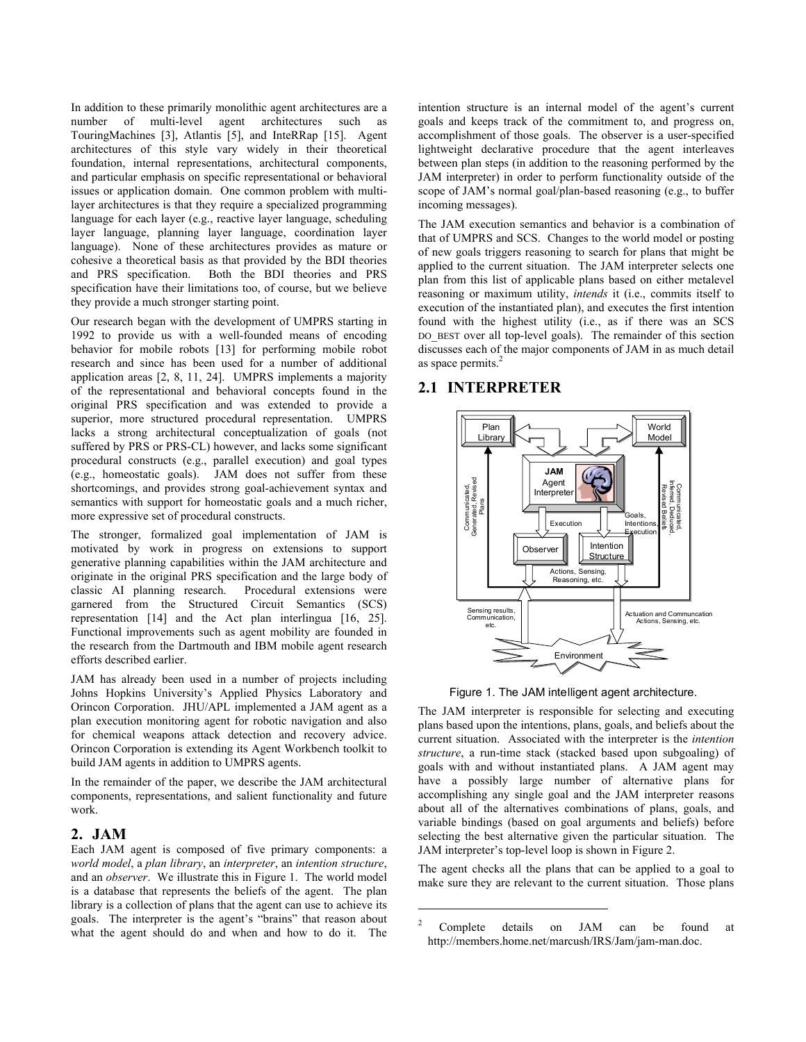In addition to these primarily monolithic agent architectures are a number of multi-level agent architectures such as TouringMachines [3], Atlantis [5], and InteRRap [15]. Agent architectures of this style vary widely in their theoretical foundation, internal representations, architectural components, and particular emphasis on specific representational or behavioral issues or application domain. One common problem with multi-layer architectures is that they require a specialized programming language for each layer (e.g., reactive layer language, scheduling layer language, planning layer language, coordination layer language). None of these architectures provides as mature or cohesive a theoretical basis as that provided by the BDI theories and PRS specification. Both the BDI theories and PRS specification have their limitations too, of course, but we believe they provide a much stronger starting point.

Our research began with the development of UMPRS starting in 1992 to provide us with a well-founded means of encoding behavior for mobile robots [13] for performing mobile robot research and since has been used for a number of additional application areas [2, 8, 11, 24]. UMPRS implements a majority of the representational and behavioral concepts found in the original PRS specification and was extended to provide a superior, more structured procedural representation. UMPRS lacks a strong architectural conceptualization of goals (not suffered by PRS or PRS-CL) however, and lacks some significant procedural constructs (e.g., parallel execution) and goal types (e.g., homeostatic goals). JAM does not suffer from these shortcomings, and provides strong goal-achievement syntax and semantics with support for homeostatic goals and a much richer, more expressive set of procedural constructs.

The stronger, formalized goal implementation of JAM is motivated by work in progress on extensions to support generative planning capabilities within the JAM architecture and originate in the original PRS specification and the large body of classic AI planning research. Procedural extensions were garnered from the Structured Circuit Semantics (SCS) representation [14] and the Act plan interlingua [16, 25]. Functional improvements such as agent mobility are founded in the research from the Dartmouth and IBM mobile agent research efforts described earlier.

JAM has already been used in a number of projects including Johns Hopkins University's Applied Physics Laboratory and Orincon Corporation. JHU/APL implemented a JAM agent as a plan execution monitoring agent for robotic navigation and also for chemical weapons attack detection and recovery advice. Orincon Corporation is extending its Agent Workbench toolkit to build JAM agents in addition to UMPRS agents.

In the remainder of the paper, we describe the JAM architectural components, representations, and salient functionality and future work.

## 2. JAM

Each JAM agent is composed of five primary components: a *world model*, a *plan library*, an *interpreter*, an *intention structure*, and an *observer*. We illustrate this in Figure 1. The world model is a database that represents the beliefs of the agent. The plan library is a collection of plans that the agent can use to achieve its goals. The interpreter is the agent's "brains" that reason about what the agent should do and when and how to do it. The intention structure is an internal model of the agent's current goals and keeps track of the commitment to, and progress on, accomplishment of those goals. The observer is a user-specified lightweight declarative procedure that the agent interleaves between plan steps (in addition to the reasoning performed by the JAM interpreter) in order to perform functionality outside of the scope of JAM's normal goal/plan-based reasoning (e.g., to buffer incoming messages).

The JAM execution semantics and behavior is a combination of that of UMPRS and SCS. Changes to the world model or posting of new goals triggers reasoning to search for plans that might be applied to the current situation. The JAM interpreter selects one plan from this list of applicable plans based on either metalevel reasoning or maximum utility, *intends* it (i.e., commits itself to execution of the instantiated plan), and executes the first intention found with the highest utility (i.e., as if there was an SCS DO_BEST over all top-level goals). The remainder of this section discusses each of the major components of JAM in as much detail as space permits.[2]

## 2.1 INTERPRETER

Figure 1. The JAM intelligent agent architecture.

The JAM interpreter is responsible for selecting and executing plans based upon the intentions, plans, goals, and beliefs about the current situation. Associated with the interpreter is the *intention structure*, a run-time stack (stacked based upon subgoaling) of goals with and without instantiated plans. A JAM agent may have a possibly large number of alternative plans for accomplishing any single goal and the JAM interpreter reasons about all of the alternatives combinations of plans, goals, and variable bindings (based on goal arguments and beliefs) before selecting the best alternative given the particular situation. The JAM interpreter's top-level loop is shown in Figure 2.

The agent checks all the plans that can be applied to a goal to make sure they are relevant to the current situation. Those plans

[2] Complete details on JAM can be found at http://members.home.net/marcush/IRS/Jam/jam-man.doc.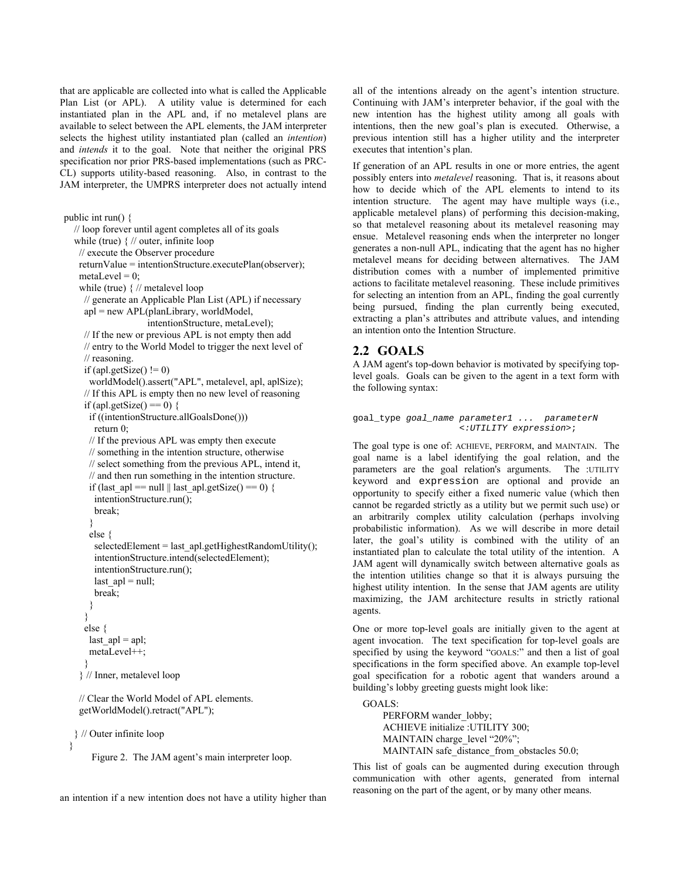that are applicable are collected into what is called the Applicable Plan List (or APL). A utility value is determined for each instantiated plan in the APL and, if no metalevel plans are available to select between the APL elements, the JAM interpreter selects the highest utility instantiated plan (called an *intention*) and *intends* it to the goal. Note that neither the original PRS specification nor prior PRS-based implementations (such as PRC-CL) supports utility-based reasoning. Also, in contrast to the JAM interpreter, the UMPRS interpreter does not actually intend an intention if a new intention does not have a utility higher than all of the intentions already on the agent's intention structure. Continuing with JAM's interpreter behavior, if the goal with the new intention has the highest utility among all goals with intentions, then the new goal's plan is executed. Otherwise, a previous intention still has a higher utility and the interpreter executes that intention's plan.

```
public int run() {
  // loop forever until agent completes all of its goals
  while (true) { // outer, infinite loop
    // execute the Observer procedure
    returnValue = intentionStructure.executePlan(observer);
    metaLevel = 0;
    while (true) { // metalevel loop
      // generate an Applicable Plan List (APL) if necessary
      apl = new APL(planLibrary, worldModel,
                    intentionStructure, metaLevel);
      // If the new or previous APL is not empty then add
      // entry to the World Model to trigger the next level of
      // reasoning.
      if (apl.getSize() != 0)
        worldModel().assert("APL", metalevel, apl, aplSize);
      // If this APL is empty then no new level of reasoning
      if (apl.getSize() == 0) {
        if ((intentionStructure.allGoalsDone()))
          return 0;
        // If the previous APL was empty then execute
        // something in the intention structure, otherwise
        // select something from the previous APL, intend it,
        // and then run something in the intention structure.
        if (last_apl == null || last_apl.getSize() == 0) {
          intentionStructure.run();
          break;
        }
        else {
          selectedElement = last_apl.getHighestRandomUtility();
          intentionStructure.intend(selectedElement);
          intentionStructure.run();
          last_apl = null;
          break;
        }
      }
      else {
        last_apl = apl;
        metaLevel++;
      }
    } // Inner, metalevel loop

    // Clear the World Model of APL elements.
    getWorldModel().retract("APL");

  } // Outer infinite loop
}
```

Figure 2. The JAM agent's main interpreter loop.

If generation of an APL results in one or more entries, the agent possibly enters into *metalevel* reasoning. That is, it reasons about how to decide which of the APL elements to intend to its intention structure. The agent may have multiple ways (i.e., applicable metalevel plans) of performing this decision-making, so that metalevel reasoning about its metalevel reasoning may ensue. Metalevel reasoning ends when the interpreter no longer generates a non-null APL, indicating that the agent has no higher metalevel means for deciding between alternatives. The JAM distribution comes with a number of implemented primitive actions to facilitate metalevel reasoning. These include primitives for selecting an intention from an APL, finding the goal currently being pursued, finding the plan currently being executed, extracting a plan's attributes and attribute values, and intending an intention onto the Intention Structure.

## 2.2 GOALS

A JAM agent's top-down behavior is motivated by specifying top-level goals. Goals can be given to the agent in a text form with the following syntax:

```
goal_type goal_name parameter1 ...  parameterN
                    <:UTILITY expression>;
```

The goal type is one of: ACHIEVE, PERFORM, and MAINTAIN. The goal name is a label identifying the goal relation, and the parameters are the goal relation's arguments. The :UTILITY keyword and `expression` are optional and provide an opportunity to specify either a fixed numeric value (which then cannot be regarded strictly as a utility but we permit such use) or an arbitrarily complex utility calculation (perhaps involving probabilistic information). As we will describe in more detail later, the goal's utility is combined with the utility of an instantiated plan to calculate the total utility of the intention. A JAM agent will dynamically switch between alternative goals as the intention utilities change so that it is always pursuing the highest utility intention. In the sense that JAM agents are utility maximizing, the JAM architecture results in strictly rational agents.

One or more top-level goals are initially given to the agent at agent invocation. The text specification for top-level goals are specified by using the keyword "GOALS:" and then a list of goal specifications in the form specified above. An example top-level goal specification for a robotic agent that wanders around a building's lobby greeting guests might look like:

```
GOALS:
    PERFORM wander_lobby;
    ACHIEVE initialize :UTILITY 300;
    MAINTAIN charge_level "20%";
    MAINTAIN safe_distance_from_obstacles 50.0;
```

This list of goals can be augmented during execution through communication with other agents, generated from internal reasoning on the part of the agent, or by many other means.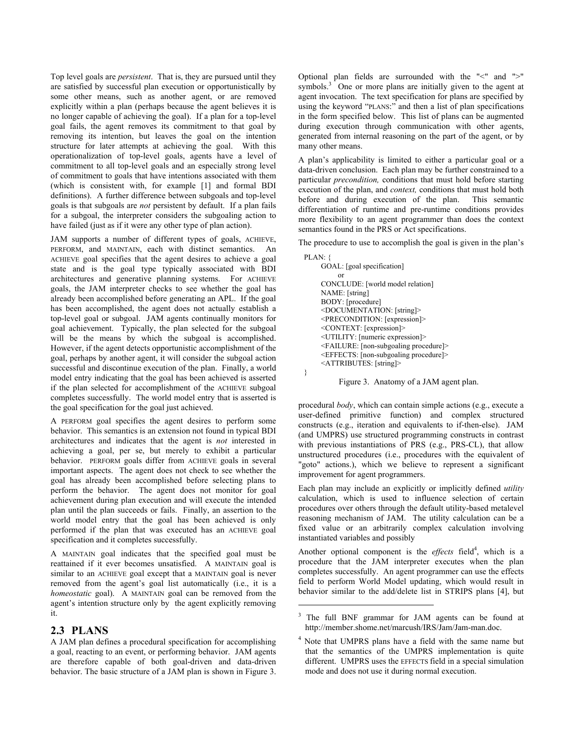Top level goals are *persistent*. That is, they are pursued until they are satisfied by successful plan execution or opportunistically by some other means, such as another agent, or are removed explicitly within a plan (perhaps because the agent believes it is no longer capable of achieving the goal). If a plan for a top-level goal fails, the agent removes its commitment to that goal by removing its intention, but leaves the goal on the intention structure for later attempts at achieving the goal. With this operationalization of top-level goals, agents have a level of commitment to all top-level goals and an especially strong level of commitment to goals that have intentions associated with them (which is consistent with, for example [1] and formal BDI definitions). A further difference between subgoals and top-level goals is that subgoals are *not* persistent by default. If a plan fails for a subgoal, the interpreter considers the subgoaling action to have failed (just as if it were any other type of plan action).

JAM supports a number of different types of goals, ACHIEVE, PERFORM, and MAINTAIN, each with distinct semantics. An ACHIEVE goal specifies that the agent desires to achieve a goal state and is the goal type typically associated with BDI architectures and generative planning systems. For ACHIEVE goals, the JAM interpreter checks to see whether the goal has already been accomplished before generating an APL. If the goal has been accomplished, the agent does not actually establish a top-level goal or subgoal. JAM agents continually monitors for goal achievement. Typically, the plan selected for the subgoal will be the means by which the subgoal is accomplished. However, if the agent detects opportunistic accomplishment of the goal, perhaps by another agent, it will consider the subgoal action successful and discontinue execution of the plan. Finally, a world model entry indicating that the goal has been achieved is asserted if the plan selected for accomplishment of the ACHIEVE subgoal completes successfully. The world model entry that is asserted is the goal specification for the goal just achieved.

A PERFORM goal specifies the agent desires to perform some behavior. This semantics is an extension not found in typical BDI architectures and indicates that the agent is *not* interested in achieving a goal, per se, but merely to exhibit a particular behavior. PERFORM goals differ from ACHIEVE goals in several important aspects. The agent does not check to see whether the goal has already been accomplished before selecting plans to perform the behavior. The agent does not monitor for goal achievement during plan execution and will execute the intended plan until the plan succeeds or fails. Finally, an assertion to the world model entry that the goal has been achieved is only performed if the plan that was executed has an ACHIEVE goal specification and it completes successfully.

A MAINTAIN goal indicates that the specified goal must be reattained if it ever becomes unsatisfied. A MAINTAIN goal is similar to an ACHIEVE goal except that a MAINTAIN goal is never removed from the agent's goal list automatically (i.e., it is a *homeostatic* goal). A MAINTAIN goal can be removed from the agent's intention structure only by the agent explicitly removing it.

## 2.3 PLANS

A JAM plan defines a procedural specification for accomplishing a goal, reacting to an event, or performing behavior. JAM agents are therefore capable of both goal-driven and data-driven behavior. The basic structure of a JAM plan is shown in Figure 3. Optional plan fields are surrounded with the "<" and ">" symbols.[3] One or more plans are initially given to the agent at agent invocation. The text specification for plans are specified by using the keyword "PLANS:" and then a list of plan specifications in the form specified below. This list of plans can be augmented during execution through communication with other agents, generated from internal reasoning on the part of the agent, or by many other means.

A plan's applicability is limited to either a particular goal or a data-driven conclusion. Each plan may be further constrained to a particular *precondition,* conditions that must hold before starting execution of the plan, and *context,* conditions that must hold both before and during execution of the plan. This semantic differentiation of runtime and pre-runtime conditions provides more flexibility to an agent programmer than does the context semantics found in the PRS or Act specifications.

The procedure to use to accomplish the goal is given in the plan's

```
PLAN: {
    GOAL: [goal specification]
        or
    CONCLUDE: [world model relation]
    NAME: [string]
    BODY: [procedure]
    <DOCUMENTATION: [string]>
    <PRECONDITION: [expression]>
    <CONTEXT: [expression]>
    <UTILITY: [numeric expression]>
    <FAILURE: [non-subgoaling procedure]>
    <EFFECTS: [non-subgoaling procedure]>
    <ATTRIBUTES: [string]>
}
```

Figure 3. Anatomy of a JAM agent plan.

procedural *body*, which can contain simple actions (e.g., execute a user-defined primitive function) and complex structured constructs (e.g., iteration and equivalents to if-then-else). JAM (and UMPRS) use structured programming constructs in contrast with previous instantiations of PRS (e.g., PRS-CL), that allow unstructured procedures (i.e., procedures with the equivalent of "goto" actions.), which we believe to represent a significant improvement for agent programmers.

Each plan may include an explicitly or implicitly defined *utility* calculation, which is used to influence selection of certain procedures over others through the default utility-based metalevel reasoning mechanism of JAM. The utility calculation can be a fixed value or an arbitrarily complex calculation involving instantiated variables and possibly

Another optional component is the *effects* field[4], which is a procedure that the JAM interpreter executes when the plan completes successfully. An agent programmer can use the effects field to perform World Model updating, which would result in behavior similar to the add/delete list in STRIPS plans [4], but

[3] The full BNF grammar for JAM agents can be found at http://member.shome.net/marcush/IRS/Jam/Jam-man.doc.

[4] Note that UMPRS plans have a field with the same name but that the semantics of the UMPRS implementation is quite different. UMPRS uses the EFFECTS field in a special simulation mode and does not use it during normal execution.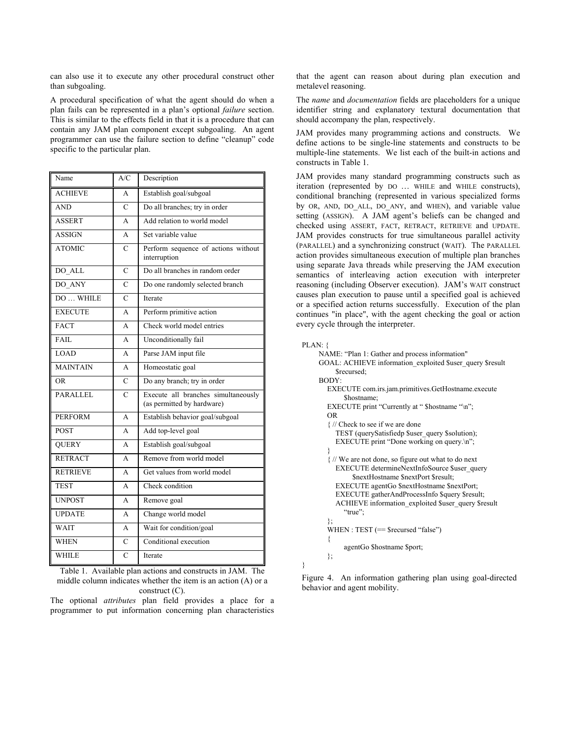can also use it to execute any other procedural construct other than subgoaling.

A procedural specification of what the agent should do when a plan fails can be represented in a plan's optional *failure* section. This is similar to the effects field in that it is a procedure that can contain any JAM plan component except subgoaling. An agent programmer can use the failure section to define "cleanup" code specific to the particular plan.

| Name | A/C | Description |
|---|---|---|
| ACHIEVE | A | Establish goal/subgoal |
| AND | C | Do all branches; try in order |
| ASSERT | A | Add relation to world model |
| ASSIGN | A | Set variable value |
| ATOMIC | C | Perform sequence of actions without interruption |
| DO_ALL | C | Do all branches in random order |
| DO_ANY | C | Do one randomly selected branch |
| DO … WHILE | C | Iterate |
| EXECUTE | A | Perform primitive action |
| FACT | A | Check world model entries |
| FAIL | A | Unconditionally fail |
| LOAD | A | Parse JAM input file |
| MAINTAIN | A | Homeostatic goal |
| OR | C | Do any branch; try in order |
| PARALLEL | C | Execute all branches simultaneously (as permitted by hardware) |
| PERFORM | A | Establish behavior goal/subgoal |
| POST | A | Add top-level goal |
| QUERY | A | Establish goal/subgoal |
| RETRACT | A | Remove from world model |
| RETRIEVE | A | Get values from world model |
| TEST | A | Check condition |
| UNPOST | A | Remove goal |
| UPDATE | A | Change world model |
| WAIT | A | Wait for condition/goal |
| WHEN | C | Conditional execution |
| WHILE | C | Iterate |

Table 1. Available plan actions and constructs in JAM. The middle column indicates whether the item is an action (A) or a construct (C).

The optional *attributes* plan field provides a place for a programmer to put information concerning plan characteristics that the agent can reason about during plan execution and metalevel reasoning.

The *name* and *documentation* fields are placeholders for a unique identifier string and explanatory textural documentation that should accompany the plan, respectively.

JAM provides many programming actions and constructs. We define actions to be single-line statements and constructs to be multiple-line statements. We list each of the built-in actions and constructs in Table 1.

JAM provides many standard programming constructs such as iteration (represented by DO … WHILE and WHILE constructs), conditional branching (represented in various specialized forms by OR, AND, DO_ALL, DO_ANY, and WHEN), and variable value setting (ASSIGN). A JAM agent's beliefs can be changed and checked using ASSERT, FACT, RETRACT, RETRIEVE and UPDATE. JAM provides constructs for true simultaneous parallel activity (PARALLEL) and a synchronizing construct (WAIT). The PARALLEL action provides simultaneous execution of multiple plan branches using separate Java threads while preserving the JAM execution semantics of interleaving action execution with interpreter reasoning (including Observer execution). JAM's WAIT construct causes plan execution to pause until a specified goal is achieved or a specified action returns successfully. Execution of the plan continues "in place", with the agent checking the goal or action every cycle through the interpreter.

```
PLAN: {
    NAME: "Plan 1: Gather and process information"
    GOAL: ACHIEVE information_exploited $user_query $result
        $recursed;
    BODY:
      EXECUTE com.irs.jam.primitives.GetHostname.execute
          $hostname;
      EXECUTE print "Currently at " $hostname "\n";
      OR
      { // Check to see if we are done
        TEST (querySatisfiedp $user_query $solution);
        EXECUTE print "Done working on query.\n";
      }
      { // We are not done, so figure out what to do next
        EXECUTE determineNextInfoSource $user_query
            $nextHostname $nextPort $result;
        EXECUTE agentGo $nextHostname $nextPort;
        EXECUTE gatherAndProcessInfo $query $result;
        ACHIEVE information_exploited $user_query $result
          "true";
      };
      WHEN : TEST (== $recursed "false")
      {
          agentGo $hostname $port;
      };
}
```

Figure 4. An information gathering plan using goal-directed behavior and agent mobility.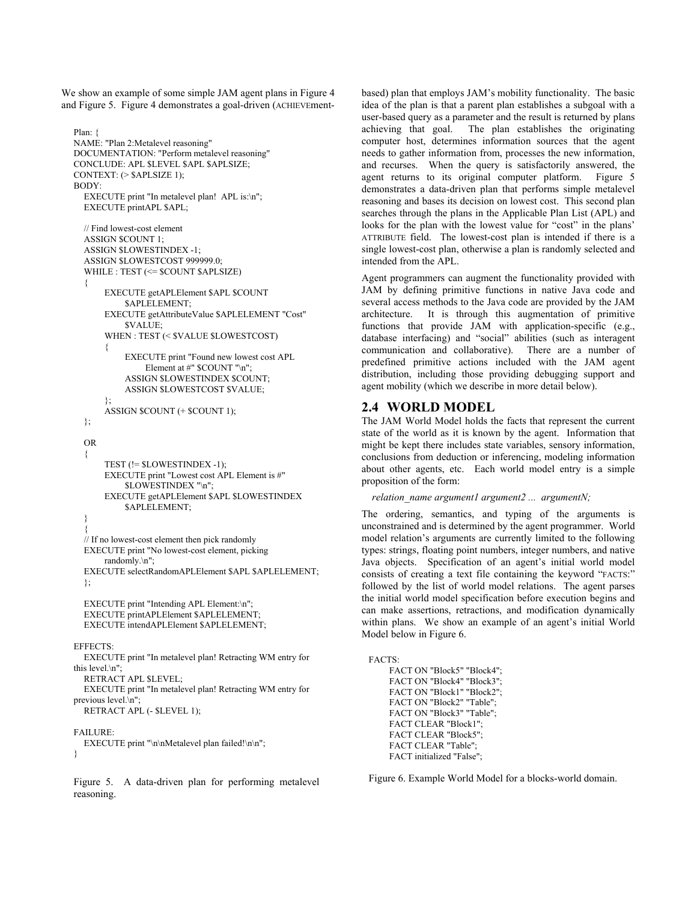We show an example of some simple JAM agent plans in Figure 4 and Figure 5. Figure 4 demonstrates a goal-driven (ACHIEVEment-based) plan that employs JAM's mobility functionality. The basic idea of the plan is that a parent plan establishes a subgoal with a user-based query as a parameter and the result is returned by plans achieving that goal. The plan establishes the originating computer host, determines information sources that the agent needs to gather information from, processes the new information, and recurses. When the query is satisfactorily answered, the agent returns to its original computer platform. Figure 5 demonstrates a data-driven plan that performs simple metalevel reasoning and bases its decision on lowest cost. This second plan searches through the plans in the Applicable Plan List (APL) and looks for the plan with the lowest value for "cost" in the plans' ATTRIBUTE field. The lowest-cost plan is intended if there is a single lowest-cost plan, otherwise a plan is randomly selected and intended from the APL.

```
Plan: {
NAME: "Plan 2:Metalevel reasoning"
DOCUMENTATION: "Perform metalevel reasoning"
CONCLUDE: APL $LEVEL $APL $APLSIZE;
CONTEXT: (> $APLSIZE 1);
BODY:
   EXECUTE print "In metalevel plan!  APL is:\n";
   EXECUTE printAPL $APL;

   // Find lowest-cost element
   ASSIGN $COUNT 1;
   ASSIGN $LOWESTINDEX -1;
   ASSIGN $LOWESTCOST 999999.0;
   WHILE : TEST (<= $COUNT $APLSIZE)
   {
        EXECUTE getAPLElement $APL $COUNT
             $APLELEMENT;
        EXECUTE getAttributeValue $APLELEMENT "Cost"
             $VALUE;
        WHEN : TEST (< $VALUE $LOWESTCOST)
        {
             EXECUTE print "Found new lowest cost APL
                  Element at #" $COUNT "\n";
             ASSIGN $LOWESTINDEX $COUNT;
             ASSIGN $LOWESTCOST $VALUE;
        };
        ASSIGN $COUNT (+ $COUNT 1);
   };

   OR
   {
        TEST (!= $LOWESTINDEX -1);
        EXECUTE print "Lowest cost APL Element is #"
             $LOWESTINDEX "\n";
        EXECUTE getAPLElement $APL $LOWESTINDEX
             $APLELEMENT;
   }
   {
   // If no lowest-cost element then pick randomly
   EXECUTE print "No lowest-cost element, picking
        randomly.\n";
   EXECUTE selectRandomAPLElement $APL $APLELEMENT;
   };

   EXECUTE print "Intending APL Element:\n";
   EXECUTE printAPLElement $APLELEMENT;
   EXECUTE intendAPLElement $APLELEMENT;

EFFECTS:
   EXECUTE print "In metalevel plan! Retracting WM entry for
this level.\n";
   RETRACT APL $LEVEL;
   EXECUTE print "In metalevel plan! Retracting WM entry for
previous level.\n";
   RETRACT APL (- $LEVEL 1);

FAILURE:
   EXECUTE print "\n\nMetalevel plan failed!\n\n";
}
```

Figure 5. A data-driven plan for performing metalevel reasoning.

Agent programmers can augment the functionality provided with JAM by defining primitive functions in native Java code and several access methods to the Java code are provided by the JAM architecture. It is through this augmentation of primitive functions that provide JAM with application-specific (e.g., database interfacing) and "social" abilities (such as interagent communication and collaborative). There are a number of predefined primitive actions included with the JAM agent distribution, including those providing debugging support and agent mobility (which we describe in more detail below).

## 2.4 WORLD MODEL

The JAM World Model holds the facts that represent the current state of the world as it is known by the agent. Information that might be kept there includes state variables, sensory information, conclusions from deduction or inferencing, modeling information about other agents, etc. Each world model entry is a simple proposition of the form:

*relation_name argument1 argument2 ... argumentN;*

The ordering, semantics, and typing of the arguments is unconstrained and is determined by the agent programmer. World model relation's arguments are currently limited to the following types: strings, floating point numbers, integer numbers, and native Java objects. Specification of an agent's initial world model consists of creating a text file containing the keyword "FACTS:" followed by the list of world model relations. The agent parses the initial world model specification before execution begins and can make assertions, retractions, and modification dynamically within plans. We show an example of an agent's initial World Model below in Figure 6.

```
FACTS:
     FACT ON "Block5" "Block4";
     FACT ON "Block4" "Block3";
     FACT ON "Block1" "Block2";
     FACT ON "Block2" "Table";
     FACT ON "Block3" "Table";
     FACT CLEAR "Block1";
     FACT CLEAR "Block5";
     FACT CLEAR "Table";
     FACT initialized "False";
```

Figure 6. Example World Model for a blocks-world domain.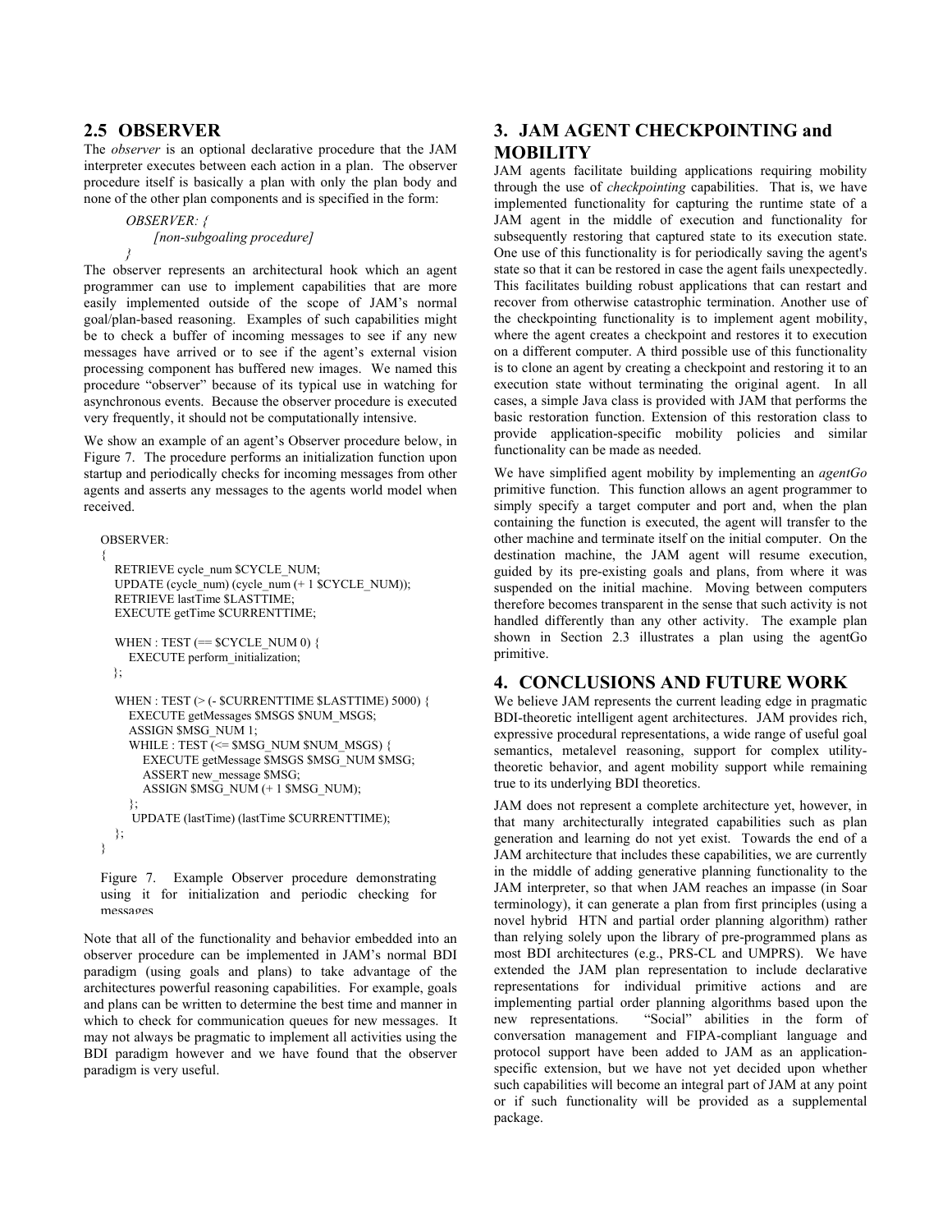## 2.5 OBSERVER

The *observer* is an optional declarative procedure that the JAM interpreter executes between each action in a plan. The observer procedure itself is basically a plan with only the plan body and none of the other plan components and is specified in the form:

```
OBSERVER: {
    [non-subgoaling procedure]
}
```

The observer represents an architectural hook which an agent programmer can use to implement capabilities that are more easily implemented outside of the scope of JAM's normal goal/plan-based reasoning. Examples of such capabilities might be to check a buffer of incoming messages to see if any new messages have arrived or to see if the agent's external vision processing component has buffered new images. We named this procedure "observer" because of its typical use in watching for asynchronous events. Because the observer procedure is executed very frequently, it should not be computationally intensive.

We show an example of an agent's Observer procedure below, in Figure 7. The procedure performs an initialization function upon startup and periodically checks for incoming messages from other agents and asserts any messages to the agents world model when received.

```
OBSERVER:
{
   RETRIEVE cycle_num $CYCLE_NUM;
   UPDATE (cycle_num) (cycle_num (+ 1 $CYCLE_NUM));
   RETRIEVE lastTime $LASTTIME;
   EXECUTE getTime $CURRENTTIME;

   WHEN : TEST (== $CYCLE_NUM 0) {
      EXECUTE perform_initialization;
   };

   WHEN : TEST (> (- $CURRENTTIME $LASTTIME) 5000) {
      EXECUTE getMessages $MSGS $NUM_MSGS;
      ASSIGN $MSG_NUM 1;
      WHILE : TEST (<= $MSG_NUM $NUM_MSGS) {
         EXECUTE getMessage $MSGS $MSG_NUM $MSG;
         ASSERT new_message $MSG;
         ASSIGN $MSG_NUM (+ 1 $MSG_NUM);
      };
      UPDATE (lastTime) (lastTime $CURRENTTIME);
   };
}
```

Figure 7. Example Observer procedure demonstrating using it for initialization and periodic checking for messages

Note that all of the functionality and behavior embedded into an observer procedure can be implemented in JAM's normal BDI paradigm (using goals and plans) to take advantage of the architectures powerful reasoning capabilities. For example, goals and plans can be written to determine the best time and manner in which to check for communication queues for new messages. It may not always be pragmatic to implement all activities using the BDI paradigm however and we have found that the observer paradigm is very useful.

# 3. JAM AGENT CHECKPOINTING and MOBILITY

JAM agents facilitate building applications requiring mobility through the use of *checkpointing* capabilities. That is, we have implemented functionality for capturing the runtime state of a JAM agent in the middle of execution and functionality for subsequently restoring that captured state to its execution state. One use of this functionality is for periodically saving the agent's state so that it can be restored in case the agent fails unexpectedly. This facilitates building robust applications that can restart and recover from otherwise catastrophic termination. Another use of the checkpointing functionality is to implement agent mobility, where the agent creates a checkpoint and restores it to execution on a different computer. A third possible use of this functionality is to clone an agent by creating a checkpoint and restoring it to an execution state without terminating the original agent. In all cases, a simple Java class is provided with JAM that performs the basic restoration function. Extension of this restoration class to provide application-specific mobility policies and similar functionality can be made as needed.

We have simplified agent mobility by implementing an *agentGo* primitive function. This function allows an agent programmer to simply specify a target computer and port and, when the plan containing the function is executed, the agent will transfer to the other machine and terminate itself on the initial computer. On the destination machine, the JAM agent will resume execution, guided by its pre-existing goals and plans, from where it was suspended on the initial machine. Moving between computers therefore becomes transparent in the sense that such activity is not handled differently than any other activity. The example plan shown in Section 2.3 illustrates a plan using the agentGo primitive.

# 4. CONCLUSIONS AND FUTURE WORK

We believe JAM represents the current leading edge in pragmatic BDI-theoretic intelligent agent architectures. JAM provides rich, expressive procedural representations, a wide range of useful goal semantics, metalevel reasoning, support for complex utility-theoretic behavior, and agent mobility support while remaining true to its underlying BDI theoretics.

JAM does not represent a complete architecture yet, however, in that many architecturally integrated capabilities such as plan generation and learning do not yet exist. Towards the end of a JAM architecture that includes these capabilities, we are currently in the middle of adding generative planning functionality to the JAM interpreter, so that when JAM reaches an impasse (in Soar terminology), it can generate a plan from first principles (using a novel hybrid HTN and partial order planning algorithm) rather than relying solely upon the library of pre-programmed plans as most BDI architectures (e.g., PRS-CL and UMPRS). We have extended the JAM plan representation to include declarative representations for individual primitive actions and are implementing partial order planning algorithms based upon the new representations. "Social" abilities in the form of conversation management and FIPA-compliant language and protocol support have been added to JAM as an application-specific extension, but we have not yet decided upon whether such capabilities will become an integral part of JAM at any point or if such functionality will be provided as a supplemental package.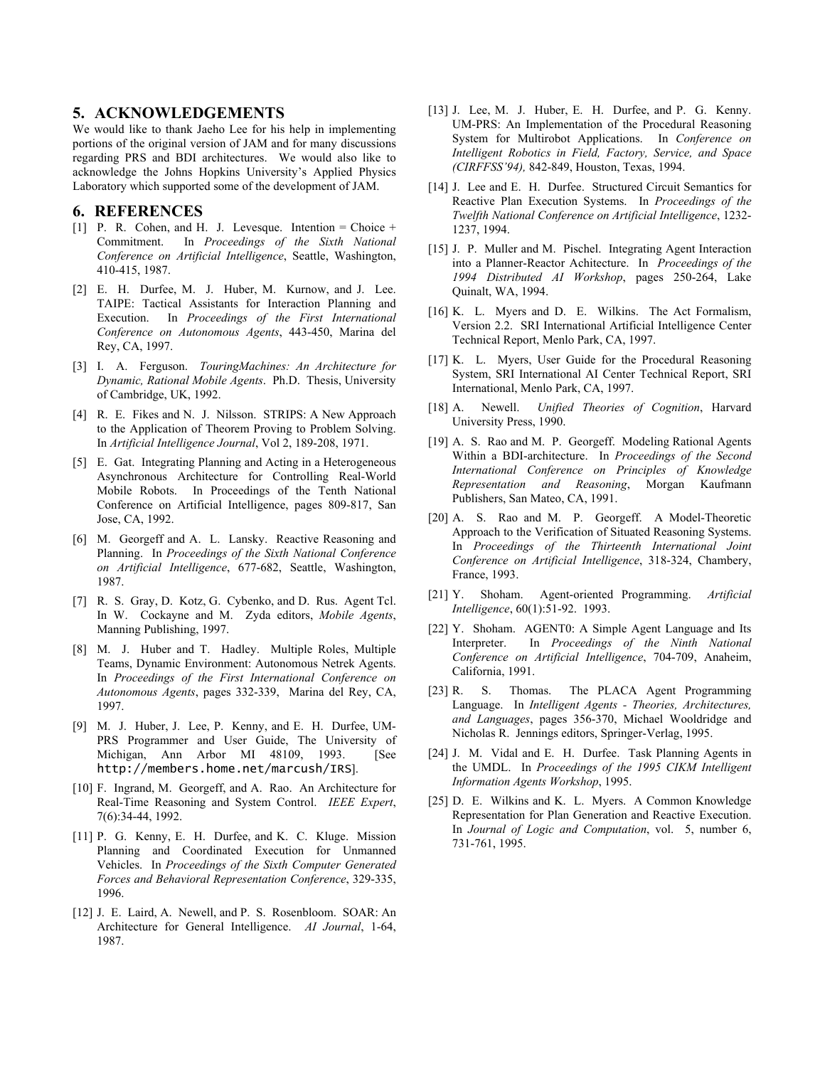## 5. ACKNOWLEDGEMENTS

We would like to thank Jaeho Lee for his help in implementing portions of the original version of JAM and for many discussions regarding PRS and BDI architectures. We would also like to acknowledge the Johns Hopkins University's Applied Physics Laboratory which supported some of the development of JAM.

## 6. REFERENCES

[1] P. R. Cohen, and H. J. Levesque. Intention = Choice + Commitment. In *Proceedings of the Sixth National Conference on Artificial Intelligence*, Seattle, Washington, 410-415, 1987.

[2] E. H. Durfee, M. J. Huber, M. Kurnow, and J. Lee. TAIPE: Tactical Assistants for Interaction Planning and Execution. In *Proceedings of the First International Conference on Autonomous Agents*, 443-450, Marina del Rey, CA, 1997.

[3] I. A. Ferguson. *TouringMachines: An Architecture for Dynamic, Rational Mobile Agents*. Ph.D. Thesis, University of Cambridge, UK, 1992.

[4] R. E. Fikes and N. J. Nilsson. STRIPS: A New Approach to the Application of Theorem Proving to Problem Solving. In *Artificial Intelligence Journal*, Vol 2, 189-208, 1971.

[5] E. Gat. Integrating Planning and Acting in a Heterogeneous Asynchronous Architecture for Controlling Real-World Mobile Robots. In Proceedings of the Tenth National Conference on Artificial Intelligence, pages 809-817, San Jose, CA, 1992.

[6] M. Georgeff and A. L. Lansky. Reactive Reasoning and Planning. In *Proceedings of the Sixth National Conference on Artificial Intelligence*, 677-682, Seattle, Washington, 1987.

[7] R. S. Gray, D. Kotz, G. Cybenko, and D. Rus. Agent Tcl. In W. Cockayne and M. Zyda editors, *Mobile Agents*, Manning Publishing, 1997.

[8] M. J. Huber and T. Hadley. Multiple Roles, Multiple Teams, Dynamic Environment: Autonomous Netrek Agents. In *Proceedings of the First International Conference on Autonomous Agents*, pages 332-339, Marina del Rey, CA, 1997.

[9] M. J. Huber, J. Lee, P. Kenny, and E. H. Durfee, UM-PRS Programmer and User Guide, The University of Michigan, Ann Arbor MI 48109, 1993. [See `http://members.home.net/marcush/IRS`].

[10] F. Ingrand, M. Georgeff, and A. Rao. An Architecture for Real-Time Reasoning and System Control. *IEEE Expert*, 7(6):34-44, 1992.

[11] P. G. Kenny, E. H. Durfee, and K. C. Kluge. Mission Planning and Coordinated Execution for Unmanned Vehicles. In *Proceedings of the Sixth Computer Generated Forces and Behavioral Representation Conference*, 329-335, 1996.

[12] J. E. Laird, A. Newell, and P. S. Rosenbloom. SOAR: An Architecture for General Intelligence. *AI Journal*, 1-64, 1987.

[13] J. Lee, M. J. Huber, E. H. Durfee, and P. G. Kenny. UM-PRS: An Implementation of the Procedural Reasoning System for Multirobot Applications. In *Conference on Intelligent Robotics in Field, Factory, Service, and Space (CIRFFSS'94),* 842-849, Houston, Texas, 1994.

[14] J. Lee and E. H. Durfee. Structured Circuit Semantics for Reactive Plan Execution Systems. In *Proceedings of the Twelfth National Conference on Artificial Intelligence*, 1232-1237, 1994.

[15] J. P. Muller and M. Pischel. Integrating Agent Interaction into a Planner-Reactor Achitecture. In *Proceedings of the 1994 Distributed AI Workshop*, pages 250-264, Lake Quinalt, WA, 1994.

[16] K. L. Myers and D. E. Wilkins. The Act Formalism, Version 2.2. SRI International Artificial Intelligence Center Technical Report, Menlo Park, CA, 1997.

[17] K. L. Myers, User Guide for the Procedural Reasoning System, SRI International AI Center Technical Report, SRI International, Menlo Park, CA, 1997.

[18] A. Newell. *Unified Theories of Cognition*, Harvard University Press, 1990.

[19] A. S. Rao and M. P. Georgeff. Modeling Rational Agents Within a BDI-architecture. In *Proceedings of the Second International Conference on Principles of Knowledge Representation and Reasoning*, Morgan Kaufmann Publishers, San Mateo, CA, 1991.

[20] A. S. Rao and M. P. Georgeff. A Model-Theoretic Approach to the Verification of Situated Reasoning Systems. In *Proceedings of the Thirteenth International Joint Conference on Artificial Intelligence*, 318-324, Chambery, France, 1993.

[21] Y. Shoham. Agent-oriented Programming. *Artificial Intelligence*, 60(1):51-92. 1993.

[22] Y. Shoham. AGENT0: A Simple Agent Language and Its Interpreter. In *Proceedings of the Ninth National Conference on Artificial Intelligence*, 704-709, Anaheim, California, 1991.

[23] R. S. Thomas. The PLACA Agent Programming Language. In *Intelligent Agents - Theories, Architectures, and Languages*, pages 356-370, Michael Wooldridge and Nicholas R. Jennings editors, Springer-Verlag, 1995.

[24] J. M. Vidal and E. H. Durfee. Task Planning Agents in the UMDL. In *Proceedings of the 1995 CIKM Intelligent Information Agents Workshop*, 1995.

[25] D. E. Wilkins and K. L. Myers. A Common Knowledge Representation for Plan Generation and Reactive Execution. In *Journal of Logic and Computation*, vol. 5, number 6, 731-761, 1995.